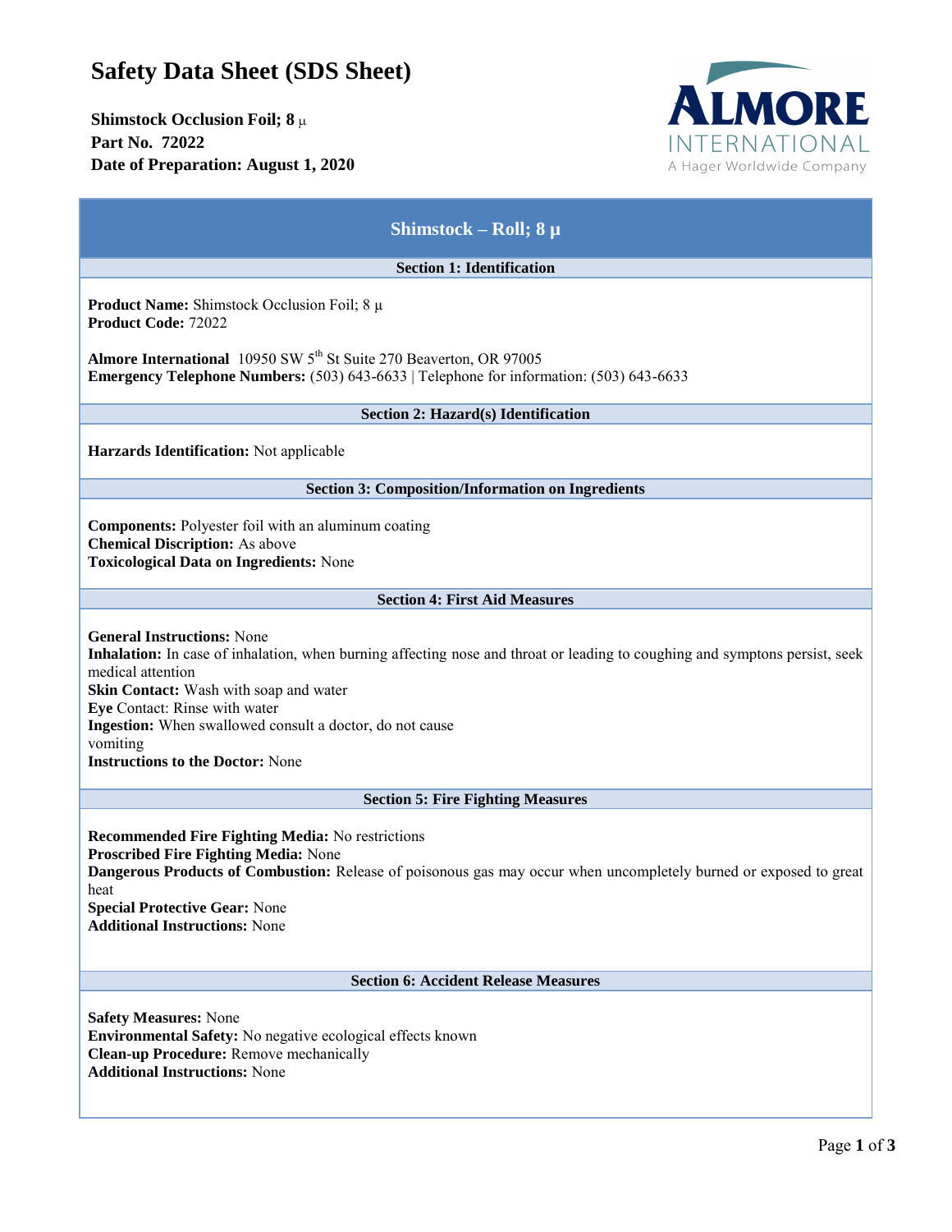# Safety Data Sheet (SDS Sheet)

**Shimstock Occlusion Foil; 8 µ**
**Part No. 72022**
**Date of Preparation: August 1, 2020**

ALMORE INTERNATIONAL
A Hager Worldwide Company

## Shimstock – Roll; 8 µ

### Section 1: Identification

**Product Name:** Shimstock Occlusion Foil; 8 µ
**Product Code:** 72022

**Almore International** 10950 SW 5th St Suite 270 Beaverton, OR 97005
**Emergency Telephone Numbers:** (503) 643-6633 | Telephone for information: (503) 643-6633

### Section 2: Hazard(s) Identification

**Harzards Identification:** Not applicable

### Section 3: Composition/Information on Ingredients

**Components:** Polyester foil with an aluminum coating
**Chemical Discription:** As above
**Toxicological Data on Ingredients:** None

### Section 4: First Aid Measures

**General Instructions:** None
**Inhalation:** In case of inhalation, when burning affecting nose and throat or leading to coughing and symptons persist, seek medical attention
**Skin Contact:** Wash with soap and water
**Eye** Contact: Rinse with water
**Ingestion:** When swallowed consult a doctor, do not cause vomiting
**Instructions to the Doctor:** None

### Section 5: Fire Fighting Measures

**Recommended Fire Fighting Media:** No restrictions
**Proscribed Fire Fighting Media:** None
**Dangerous Products of Combustion:** Release of poisonous gas may occur when uncompletely burned or exposed to great heat
**Special Protective Gear:** None
**Additional Instructions:** None

### Section 6: Accident Release Measures

**Safety Measures:** None
**Environmental Safety:** No negative ecological effects known
**Clean-up Procedure:** Remove mechanically
**Additional Instructions:** None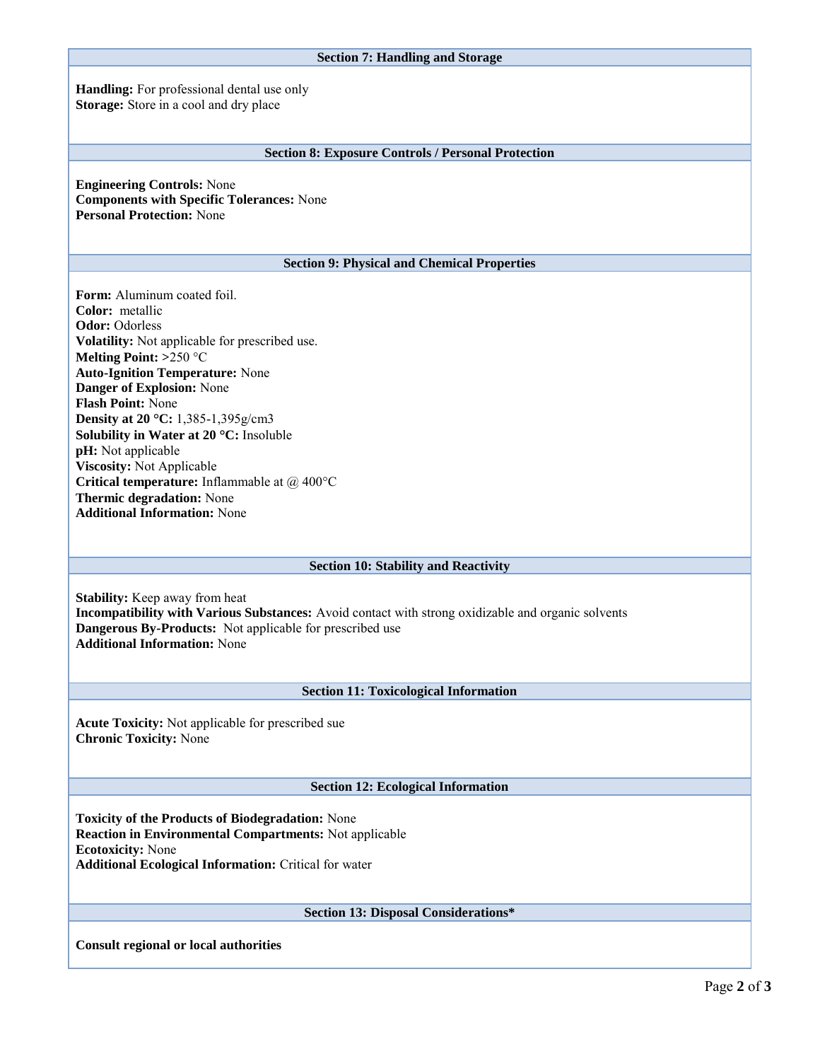## Section 7: Handling and Storage

**Handling:** For professional dental use only
**Storage:** Store in a cool and dry place

## Section 8: Exposure Controls / Personal Protection

**Engineering Controls:** None
**Components with Specific Tolerances:** None
**Personal Protection:** None

## Section 9: Physical and Chemical Properties

**Form:** Aluminum coated foil.
**Color:** metallic
**Odor:** Odorless
**Volatility:** Not applicable for prescribed use.
**Melting Point:** >250 °C
**Auto-Ignition Temperature:** None
**Danger of Explosion:** None
**Flash Point:** None
**Density at 20 °C:** 1,385-1,395g/cm3
**Solubility in Water at 20 °C:** Insoluble
**pH:** Not applicable
**Viscosity:** Not Applicable
**Critical temperature:** Inflammable at @ 400°C
**Thermic degradation:** None
**Additional Information:** None

## Section 10: Stability and Reactivity

**Stability:** Keep away from heat
**Incompatibility with Various Substances:** Avoid contact with strong oxidizable and organic solvents
**Dangerous By-Products:** Not applicable for prescribed use
**Additional Information:** None

## Section 11: Toxicological Information

**Acute Toxicity:** Not applicable for prescribed sue
**Chronic Toxicity:** None

## Section 12: Ecological Information

**Toxicity of the Products of Biodegradation:** None
**Reaction in Environmental Compartments:** Not applicable
**Ecotoxicity:** None
**Additional Ecological Information:** Critical for water

## Section 13: Disposal Considerations*

**Consult regional or local authorities**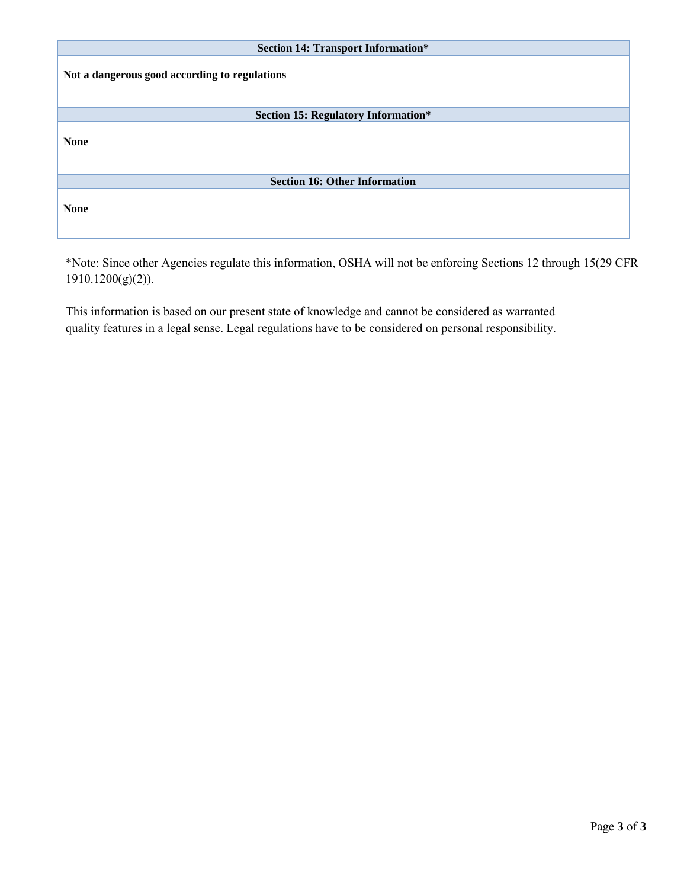## Section 14: Transport Information*

**Not a dangerous good according to regulations**

## Section 15: Regulatory Information*

**None**

## Section 16: Other Information

**None**

*Note: Since other Agencies regulate this information, OSHA will not be enforcing Sections 12 through 15(29 CFR 1910.1200(g)(2)).

This information is based on our present state of knowledge and cannot be considered as warranted quality features in a legal sense. Legal regulations have to be considered on personal responsibility.